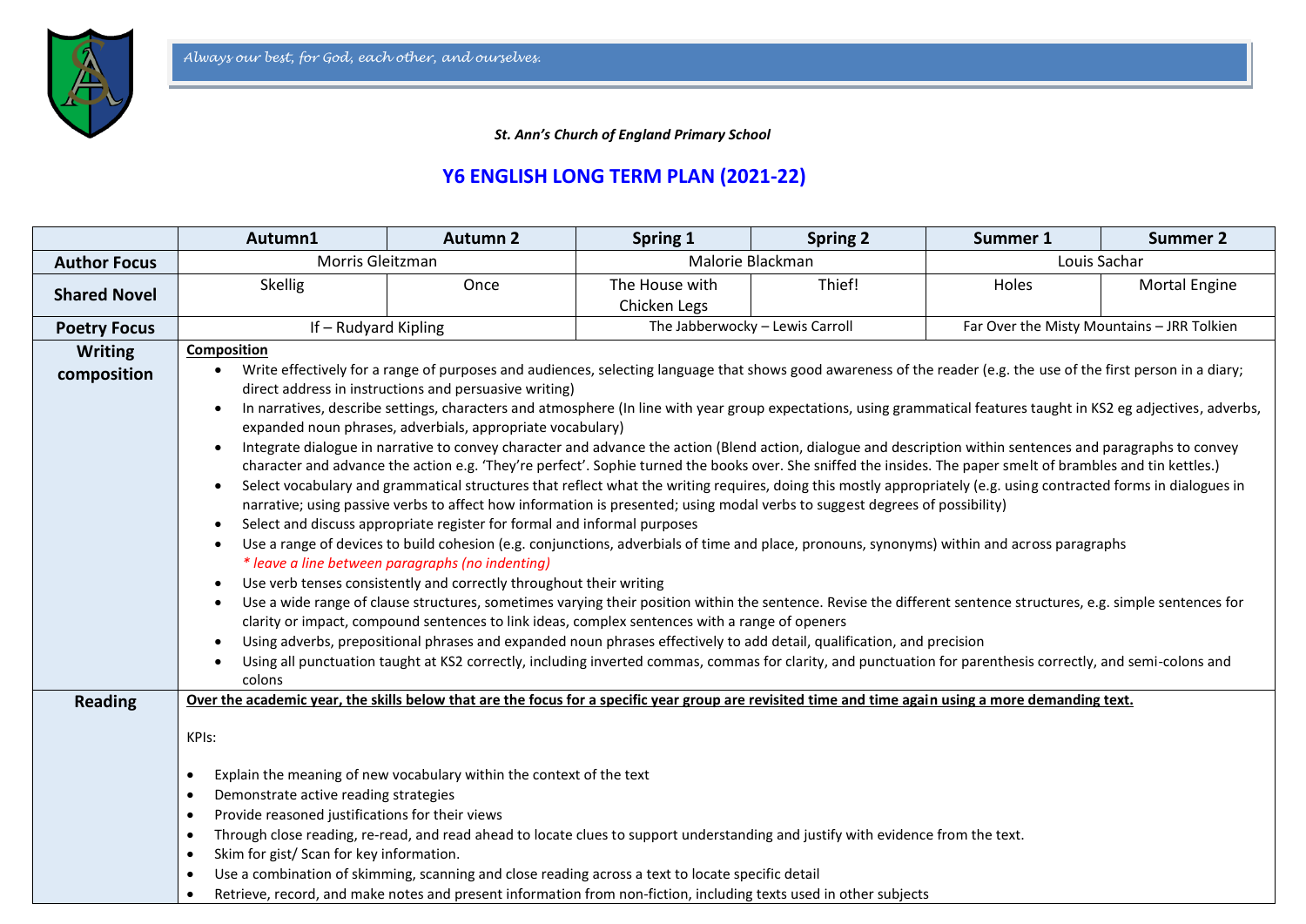*Always our best, for God, each other, and ourselves.*

***St. Ann's Church of England Primary School***

# Y6 ENGLISH LONG TERM PLAN (2021-22)

| | Autumn1 | Autumn 2 | Spring 1 | Spring 2 | Summer 1 | Summer 2 |
|---|---|---|---|---|---|---|
| **Author Focus** | Morris Gleitzman | | Malorie Blackman | | Louis Sachar | |
| **Shared Novel** | Skellig | Once | The House with Chicken Legs | Thief! | Holes | Mortal Engine |
| **Poetry Focus** | If – Rudyard Kipling | | The Jabberwocky – Lewis Carroll | | Far Over the Misty Mountains – JRR Tolkien | |
| **Writing composition** | **Composition**<br>• Write effectively for a range of purposes and audiences, selecting language that shows good awareness of the reader (e.g. the use of the first person in a diary; direct address in instructions and persuasive writing)<br>• In narratives, describe settings, characters and atmosphere (In line with year group expectations, using grammatical features taught in KS2 eg adjectives, adverbs, expanded noun phrases, adverbials, appropriate vocabulary)<br>• Integrate dialogue in narrative to convey character and advance the action (Blend action, dialogue and description within sentences and paragraphs to convey character and advance the action e.g. 'They're perfect'. Sophie turned the books over. She sniffed the insides. The paper smelt of brambles and tin kettles.)<br>• Select vocabulary and grammatical structures that reflect what the writing requires, doing this mostly appropriately (e.g. using contracted forms in dialogues in narrative; using passive verbs to affect how information is presented; using modal verbs to suggest degrees of possibility)<br>• Select and discuss appropriate register for formal and informal purposes<br>• Use a range of devices to build cohesion (e.g. conjunctions, adverbials of time and place, pronouns, synonyms) within and across paragraphs<br>*\* leave a line between paragraphs (no indenting)*<br>• Use verb tenses consistently and correctly throughout their writing<br>• Use a wide range of clause structures, sometimes varying their position within the sentence. Revise the different sentence structures, e.g. simple sentences for clarity or impact, compound sentences to link ideas, complex sentences with a range of openers<br>• Using adverbs, prepositional phrases and expanded noun phrases effectively to add detail, qualification, and precision<br>• Using all punctuation taught at KS2 correctly, including inverted commas, commas for clarity, and punctuation for parenthesis correctly, and semi-colons and colons | | | | | |
| **Reading** | **Over the academic year, the skills below that are the focus for a specific year group are revisited time and time again using a more demanding text.**<br><br>KPIs:<br><br>• Explain the meaning of new vocabulary within the context of the text<br>• Demonstrate active reading strategies<br>• Provide reasoned justifications for their views<br>• Through close reading, re-read, and read ahead to locate clues to support understanding and justify with evidence from the text.<br>• Skim for gist/ Scan for key information.<br>• Use a combination of skimming, scanning and close reading across a text to locate specific detail<br>• Retrieve, record, and make notes and present information from non-fiction, including texts used in other subjects | | | | | |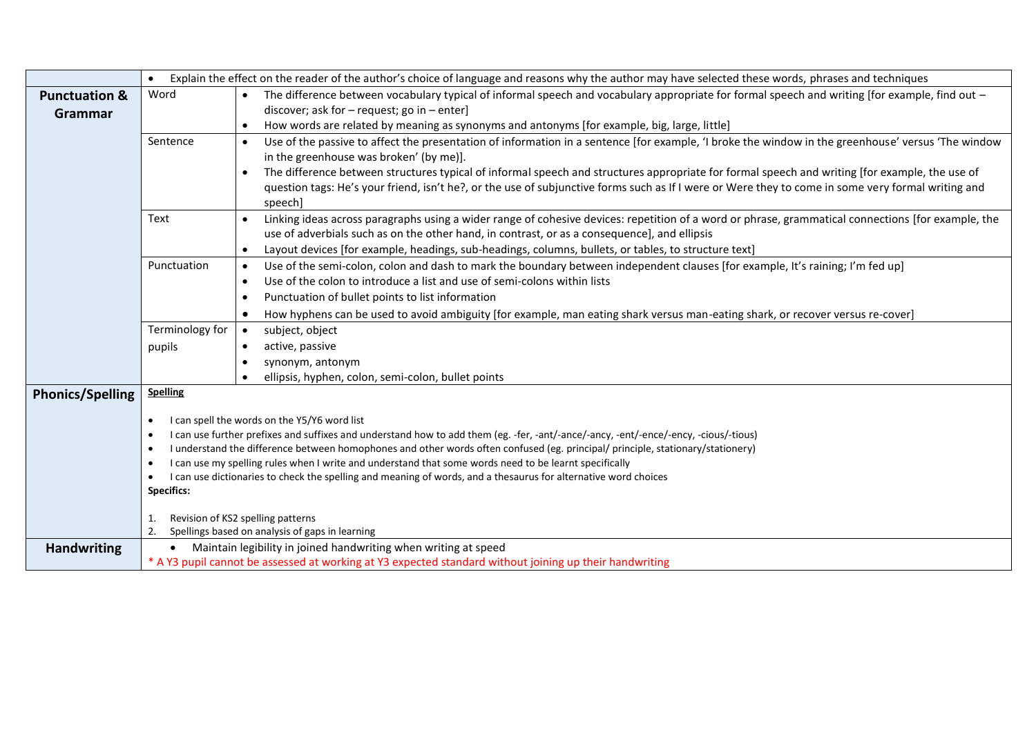| | | |
|---|---|---|
| | • Explain the effect on the reader of the author's choice of language and reasons why the author may have selected these words, phrases and techniques | |
| **Punctuation & Grammar** | Word | • The difference between vocabulary typical of informal speech and vocabulary appropriate for formal speech and writing [for example, find out – discover; ask for – request; go in – enter]<br>• How words are related by meaning as synonyms and antonyms [for example, big, large, little] |
| | Sentence | • Use of the passive to affect the presentation of information in a sentence [for example, 'I broke the window in the greenhouse' versus 'The window in the greenhouse was broken' (by me)].<br>• The difference between structures typical of informal speech and structures appropriate for formal speech and writing [for example, the use of question tags: He's your friend, isn't he?, or the use of subjunctive forms such as If I were or Were they to come in some very formal writing and speech] |
| | Text | • Linking ideas across paragraphs using a wider range of cohesive devices: repetition of a word or phrase, grammatical connections [for example, the use of adverbials such as on the other hand, in contrast, or as a consequence], and ellipsis<br>• Layout devices [for example, headings, sub-headings, columns, bullets, or tables, to structure text] |
| | Punctuation | • Use of the semi-colon, colon and dash to mark the boundary between independent clauses [for example, It's raining; I'm fed up]<br>• Use of the colon to introduce a list and use of semi-colons within lists<br>• Punctuation of bullet points to list information<br>• How hyphens can be used to avoid ambiguity [for example, man eating shark versus man-eating shark, or recover versus re-cover] |
| | Terminology for pupils | • subject, object<br>• active, passive<br>• synonym, antonym<br>• ellipsis, hyphen, colon, semi-colon, bullet points |
| **Phonics/Spelling** | **Spelling**<br><br>• I can spell the words on the Y5/Y6 word list<br>• I can use further prefixes and suffixes and understand how to add them (eg. -fer, -ant/-ance/-ancy, -ent/-ence/-ency, -cious/-tious)<br>• I understand the difference between homophones and other words often confused (eg. principal/ principle, stationary/stationery)<br>• I can use my spelling rules when I write and understand that some words need to be learnt specifically<br>• I can use dictionaries to check the spelling and meaning of words, and a thesaurus for alternative word choices<br>**Specifics:**<br><br>1. Revision of KS2 spelling patterns<br>2. Spellings based on analysis of gaps in learning | |
| **Handwriting** | • Maintain legibility in joined handwriting when writing at speed<br>* A Y3 pupil cannot be assessed at working at Y3 expected standard without joining up their handwriting | |